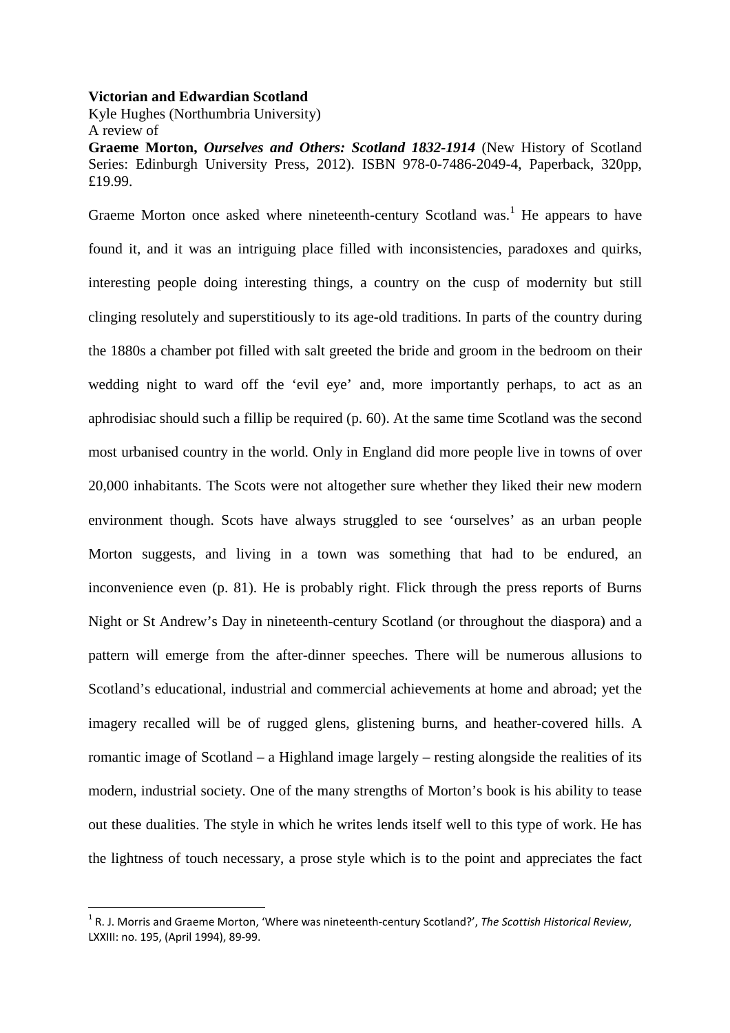**Victorian and Edwardian Scotland**

Kyle Hughes (Northumbria University)

A review of

**Graeme Morton, *Ourselves and Others: Scotland 1832-1914*** (New History of Scotland Series: Edinburgh University Press, 2012). ISBN 978-0-7486-2049-4, Paperback, 320pp, £19.99.

Graeme Morton once asked where nineteenth-century Scotland was.[1] He appears to have found it, and it was an intriguing place filled with inconsistencies, paradoxes and quirks, interesting people doing interesting things, a country on the cusp of modernity but still clinging resolutely and superstitiously to its age-old traditions. In parts of the country during the 1880s a chamber pot filled with salt greeted the bride and groom in the bedroom on their wedding night to ward off the 'evil eye' and, more importantly perhaps, to act as an aphrodisiac should such a fillip be required (p. 60). At the same time Scotland was the second most urbanised country in the world. Only in England did more people live in towns of over 20,000 inhabitants. The Scots were not altogether sure whether they liked their new modern environment though. Scots have always struggled to see 'ourselves' as an urban people Morton suggests, and living in a town was something that had to be endured, an inconvenience even (p. 81). He is probably right. Flick through the press reports of Burns Night or St Andrew's Day in nineteenth-century Scotland (or throughout the diaspora) and a pattern will emerge from the after-dinner speeches. There will be numerous allusions to Scotland's educational, industrial and commercial achievements at home and abroad; yet the imagery recalled will be of rugged glens, glistening burns, and heather-covered hills. A romantic image of Scotland – a Highland image largely – resting alongside the realities of its modern, industrial society. One of the many strengths of Morton's book is his ability to tease out these dualities. The style in which he writes lends itself well to this type of work. He has the lightness of touch necessary, a prose style which is to the point and appreciates the fact

[1] R. J. Morris and Graeme Morton, 'Where was nineteenth-century Scotland?', *The Scottish Historical Review*, LXXIII: no. 195, (April 1994), 89-99.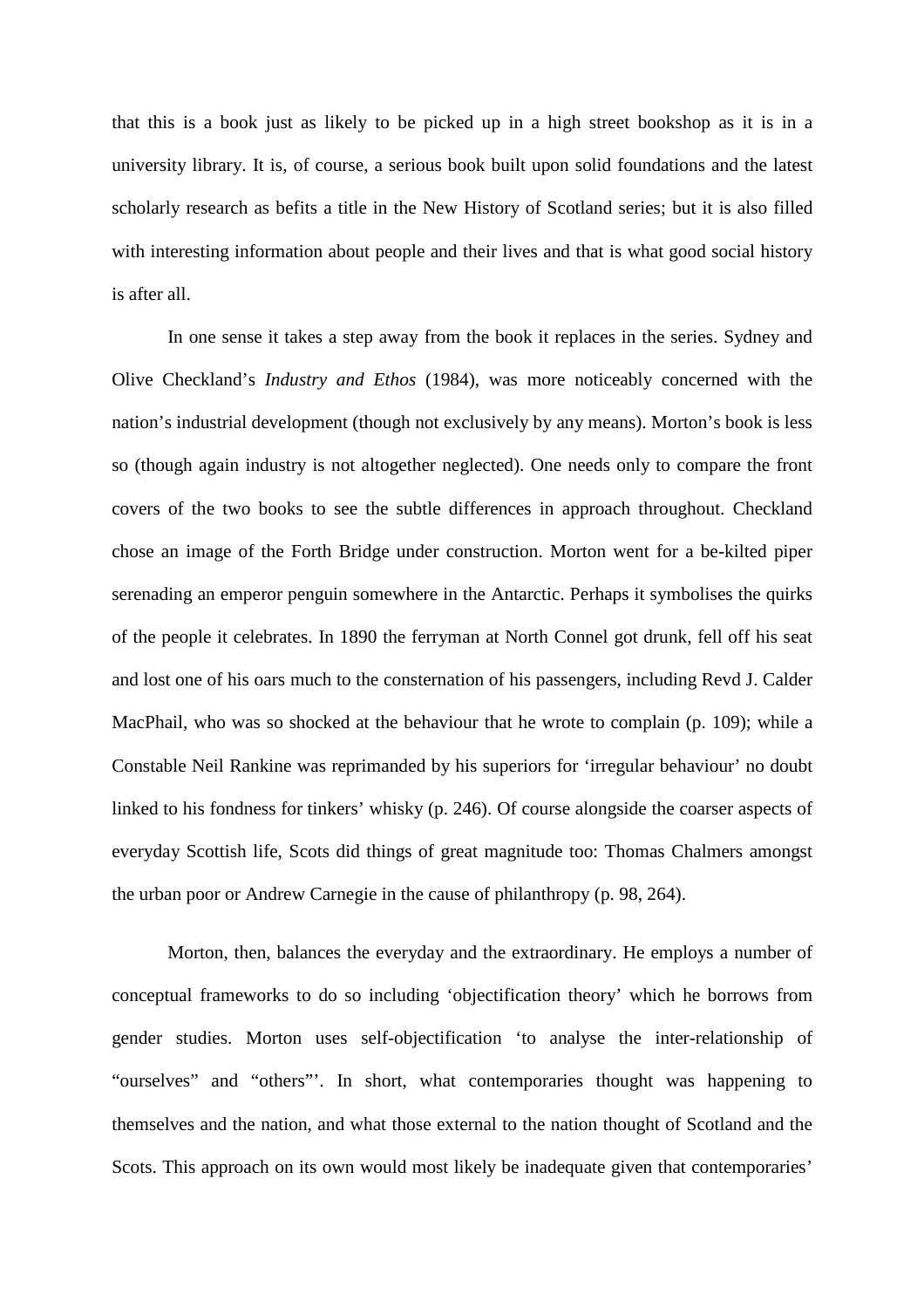that this is a book just as likely to be picked up in a high street bookshop as it is in a university library. It is, of course, a serious book built upon solid foundations and the latest scholarly research as befits a title in the New History of Scotland series; but it is also filled with interesting information about people and their lives and that is what good social history is after all.

In one sense it takes a step away from the book it replaces in the series. Sydney and Olive Checkland's *Industry and Ethos* (1984), was more noticeably concerned with the nation's industrial development (though not exclusively by any means). Morton's book is less so (though again industry is not altogether neglected). One needs only to compare the front covers of the two books to see the subtle differences in approach throughout. Checkland chose an image of the Forth Bridge under construction. Morton went for a be-kilted piper serenading an emperor penguin somewhere in the Antarctic. Perhaps it symbolises the quirks of the people it celebrates. In 1890 the ferryman at North Connel got drunk, fell off his seat and lost one of his oars much to the consternation of his passengers, including Revd J. Calder MacPhail, who was so shocked at the behaviour that he wrote to complain (p. 109); while a Constable Neil Rankine was reprimanded by his superiors for 'irregular behaviour' no doubt linked to his fondness for tinkers' whisky (p. 246). Of course alongside the coarser aspects of everyday Scottish life, Scots did things of great magnitude too: Thomas Chalmers amongst the urban poor or Andrew Carnegie in the cause of philanthropy (p. 98, 264).

Morton, then, balances the everyday and the extraordinary. He employs a number of conceptual frameworks to do so including 'objectification theory' which he borrows from gender studies. Morton uses self-objectification 'to analyse the inter-relationship of "ourselves" and "others"'. In short, what contemporaries thought was happening to themselves and the nation, and what those external to the nation thought of Scotland and the Scots. This approach on its own would most likely be inadequate given that contemporaries'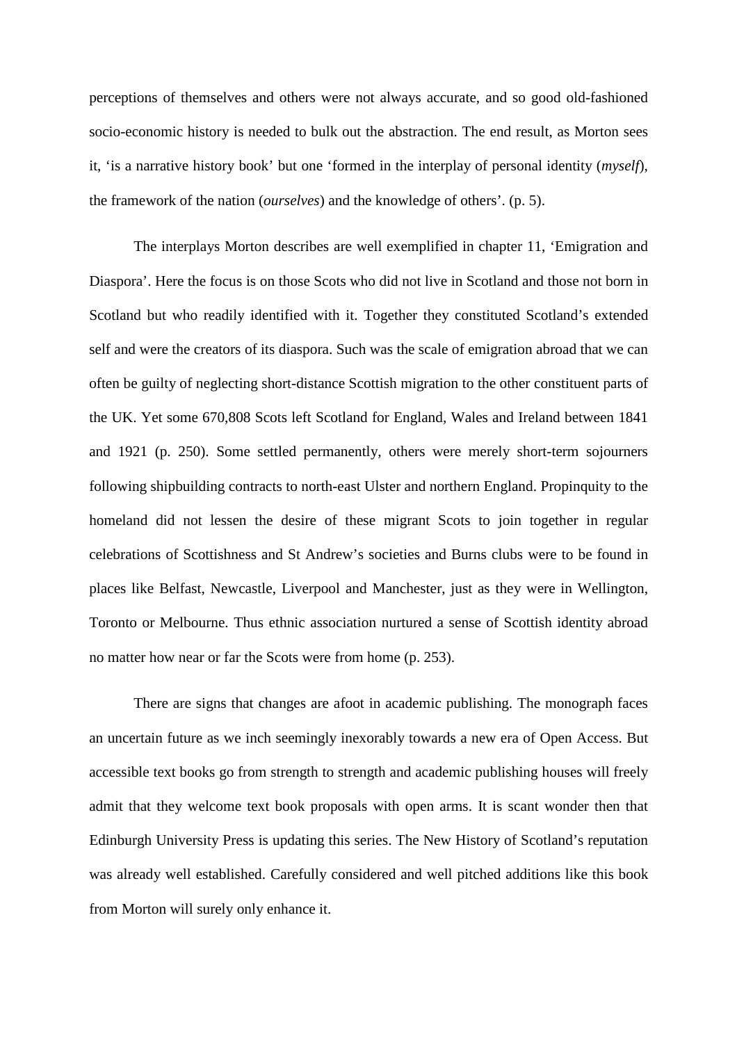perceptions of themselves and others were not always accurate, and so good old-fashioned socio-economic history is needed to bulk out the abstraction. The end result, as Morton sees it, 'is a narrative history book' but one 'formed in the interplay of personal identity (*myself*), the framework of the nation (*ourselves*) and the knowledge of others'. (p. 5).

The interplays Morton describes are well exemplified in chapter 11, 'Emigration and Diaspora'. Here the focus is on those Scots who did not live in Scotland and those not born in Scotland but who readily identified with it. Together they constituted Scotland's extended self and were the creators of its diaspora. Such was the scale of emigration abroad that we can often be guilty of neglecting short-distance Scottish migration to the other constituent parts of the UK. Yet some 670,808 Scots left Scotland for England, Wales and Ireland between 1841 and 1921 (p. 250). Some settled permanently, others were merely short-term sojourners following shipbuilding contracts to north-east Ulster and northern England. Propinquity to the homeland did not lessen the desire of these migrant Scots to join together in regular celebrations of Scottishness and St Andrew's societies and Burns clubs were to be found in places like Belfast, Newcastle, Liverpool and Manchester, just as they were in Wellington, Toronto or Melbourne. Thus ethnic association nurtured a sense of Scottish identity abroad no matter how near or far the Scots were from home (p. 253).

There are signs that changes are afoot in academic publishing. The monograph faces an uncertain future as we inch seemingly inexorably towards a new era of Open Access. But accessible text books go from strength to strength and academic publishing houses will freely admit that they welcome text book proposals with open arms. It is scant wonder then that Edinburgh University Press is updating this series. The New History of Scotland's reputation was already well established. Carefully considered and well pitched additions like this book from Morton will surely only enhance it.